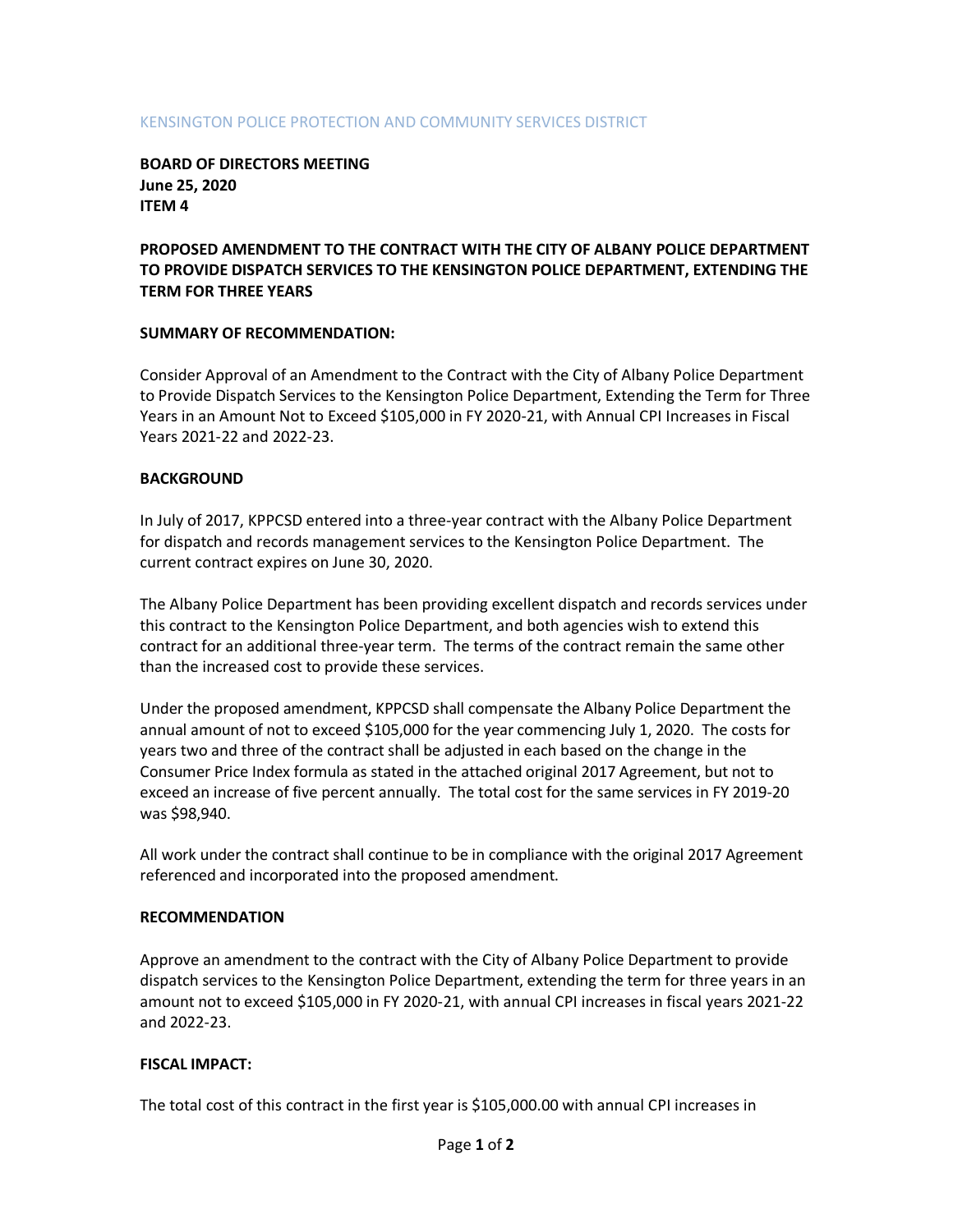KENSINGTON POLICE PROTECTION AND COMMUNITY SERVICES DISTRICT

**BOARD OF DIRECTORS MEETING**
**June 25, 2020**
**ITEM 4**

## PROPOSED AMENDMENT TO THE CONTRACT WITH THE CITY OF ALBANY POLICE DEPARTMENT TO PROVIDE DISPATCH SERVICES TO THE KENSINGTON POLICE DEPARTMENT, EXTENDING THE TERM FOR THREE YEARS

### SUMMARY OF RECOMMENDATION:

Consider Approval of an Amendment to the Contract with the City of Albany Police Department to Provide Dispatch Services to the Kensington Police Department, Extending the Term for Three Years in an Amount Not to Exceed $105,000 in FY 2020-21, with Annual CPI Increases in Fiscal Years 2021-22 and 2022-23.

### BACKGROUND

In July of 2017, KPPCSD entered into a three-year contract with the Albany Police Department for dispatch and records management services to the Kensington Police Department. The current contract expires on June 30, 2020.

The Albany Police Department has been providing excellent dispatch and records services under this contract to the Kensington Police Department, and both agencies wish to extend this contract for an additional three-year term. The terms of the contract remain the same other than the increased cost to provide these services.

Under the proposed amendment, KPPCSD shall compensate the Albany Police Department the annual amount of not to exceed $105,000 for the year commencing July 1, 2020. The costs for years two and three of the contract shall be adjusted in each based on the change in the Consumer Price Index formula as stated in the attached original 2017 Agreement, but not to exceed an increase of five percent annually. The total cost for the same services in FY 2019-20 was $98,940.

All work under the contract shall continue to be in compliance with the original 2017 Agreement referenced and incorporated into the proposed amendment.

### RECOMMENDATION

Approve an amendment to the contract with the City of Albany Police Department to provide dispatch services to the Kensington Police Department, extending the term for three years in an amount not to exceed $105,000 in FY 2020-21, with annual CPI increases in fiscal years 2021-22 and 2022-23.

### FISCAL IMPACT:

The total cost of this contract in the first year is $105,000.00 with annual CPI increases in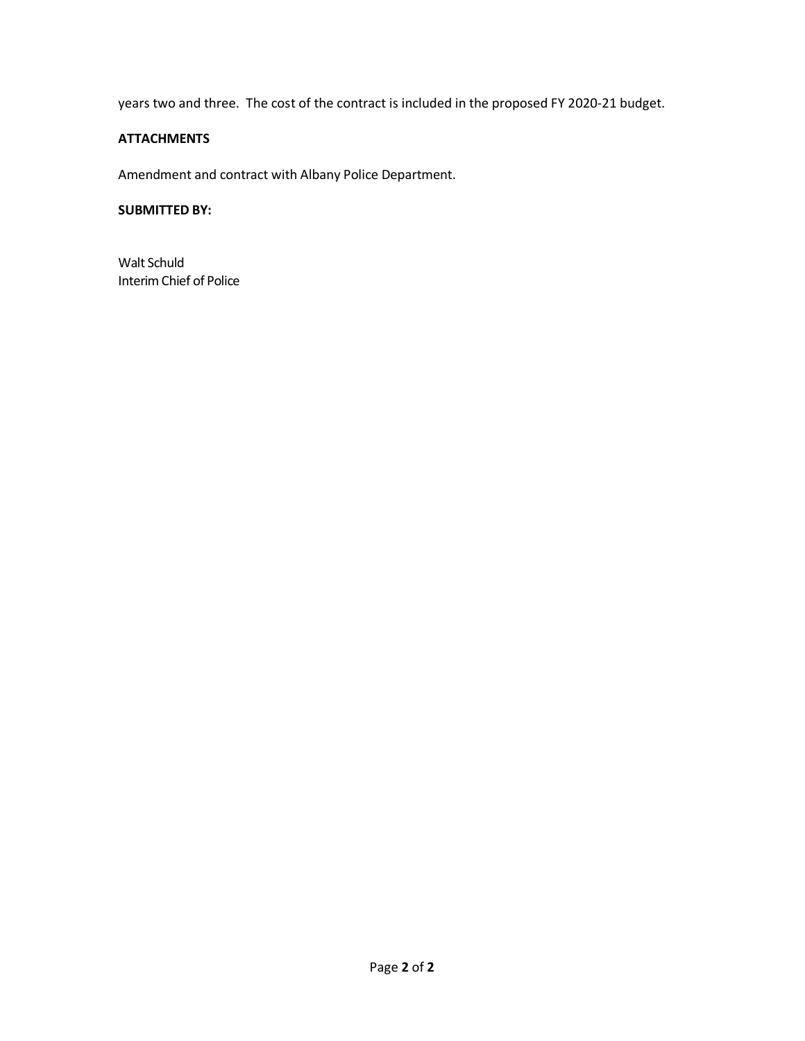years two and three. The cost of the contract is included in the proposed FY 2020-21 budget.

**ATTACHMENTS**

Amendment and contract with Albany Police Department.

**SUBMITTED BY:**

Walt Schuld
Interim Chief of Police